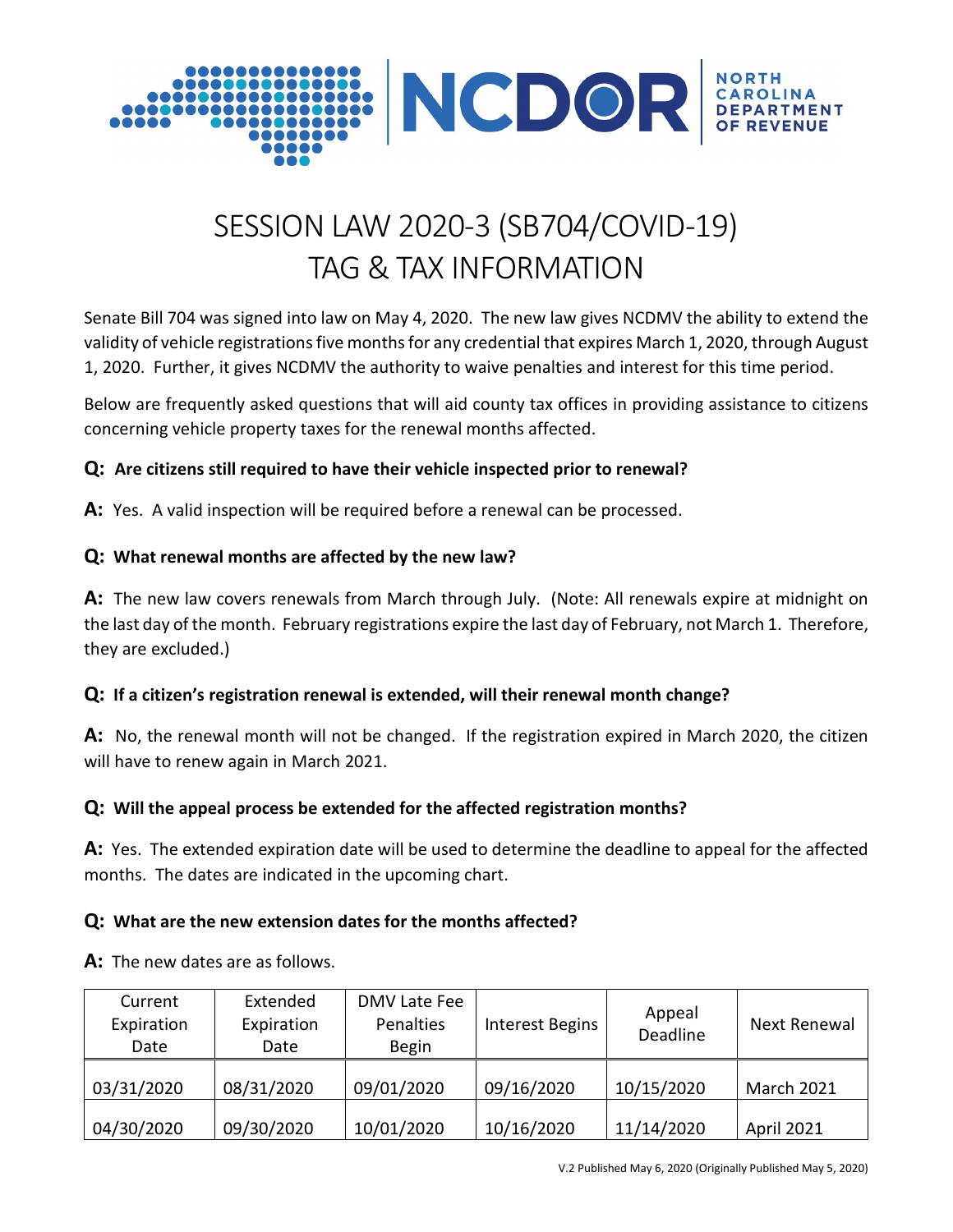# SESSION LAW 2020-3 (SB704/COVID-19) TAG & TAX INFORMATION

Senate Bill 704 was signed into law on May 4, 2020. The new law gives NCDMV the ability to extend the validity of vehicle registrations five months for any credential that expires March 1, 2020, through August 1, 2020. Further, it gives NCDMV the authority to waive penalties and interest for this time period.

Below are frequently asked questions that will aid county tax offices in providing assistance to citizens concerning vehicle property taxes for the renewal months affected.

**Q: Are citizens still required to have their vehicle inspected prior to renewal?**

**A:** Yes. A valid inspection will be required before a renewal can be processed.

**Q: What renewal months are affected by the new law?**

**A:** The new law covers renewals from March through July. (Note: All renewals expire at midnight on the last day of the month. February registrations expire the last day of February, not March 1. Therefore, they are excluded.)

**Q: If a citizen's registration renewal is extended, will their renewal month change?**

**A:** No, the renewal month will not be changed. If the registration expired in March 2020, the citizen will have to renew again in March 2021.

**Q: Will the appeal process be extended for the affected registration months?**

**A:** Yes. The extended expiration date will be used to determine the deadline to appeal for the affected months. The dates are indicated in the upcoming chart.

**Q: What are the new extension dates for the months affected?**

**A:** The new dates are as follows.

| Current Expiration Date | Extended Expiration Date | DMV Late Fee Penalties Begin | Interest Begins | Appeal Deadline | Next Renewal |
|---|---|---|---|---|---|
| 03/31/2020 | 08/31/2020 | 09/01/2020 | 09/16/2020 | 10/15/2020 | March 2021 |
| 04/30/2020 | 09/30/2020 | 10/01/2020 | 10/16/2020 | 11/14/2020 | April 2021 |

V.2 Published May 6, 2020 (Originally Published May 5, 2020)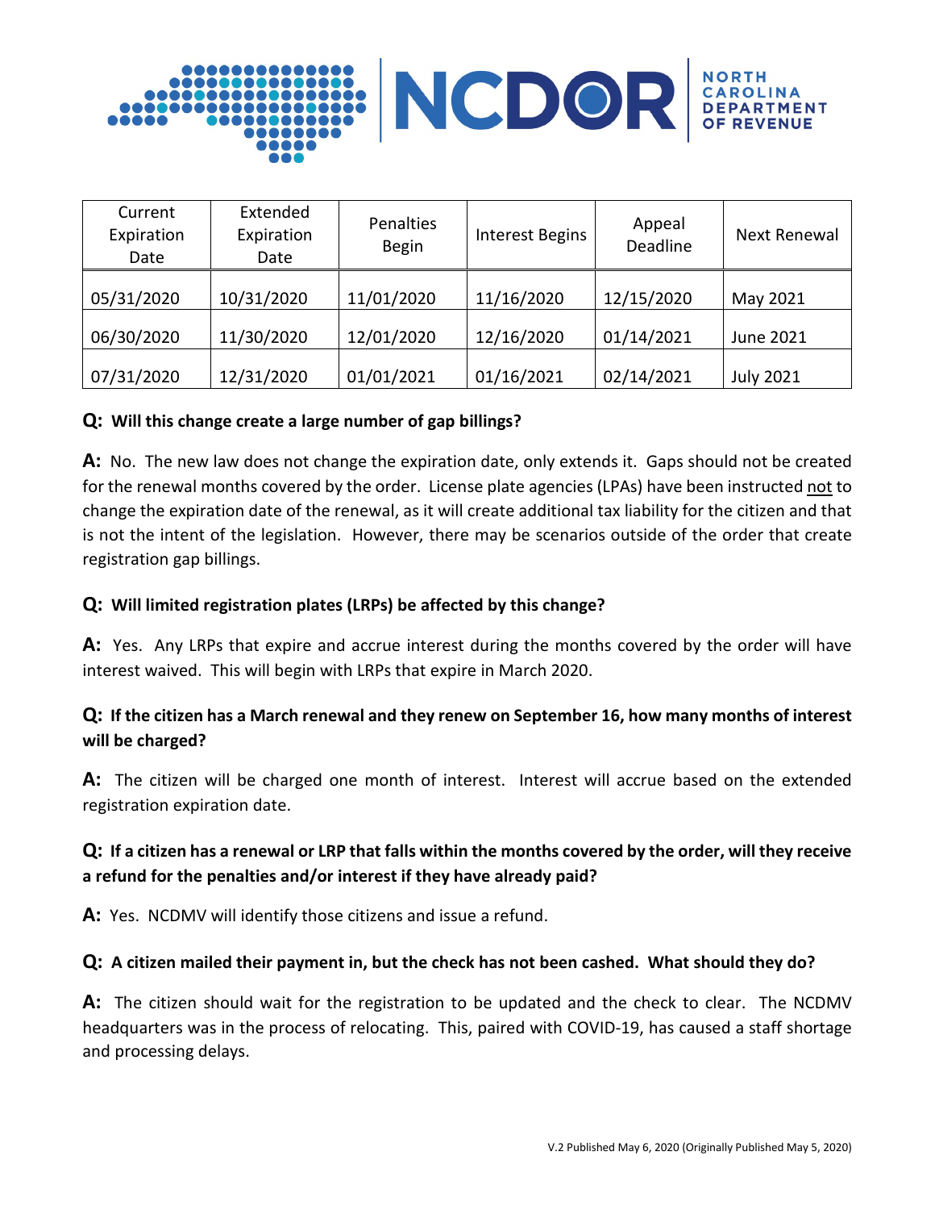| Current Expiration Date | Extended Expiration Date | Penalties Begin | Interest Begins | Appeal Deadline | Next Renewal |
|---|---|---|---|---|---|
| 05/31/2020 | 10/31/2020 | 11/01/2020 | 11/16/2020 | 12/15/2020 | May 2021 |
| 06/30/2020 | 11/30/2020 | 12/01/2020 | 12/16/2020 | 01/14/2021 | June 2021 |
| 07/31/2020 | 12/31/2020 | 01/01/2021 | 01/16/2021 | 02/14/2021 | July 2021 |

**Q: Will this change create a large number of gap billings?**

**A:** No. The new law does not change the expiration date, only extends it. Gaps should not be created for the renewal months covered by the order. License plate agencies (LPAs) have been instructed not to change the expiration date of the renewal, as it will create additional tax liability for the citizen and that is not the intent of the legislation. However, there may be scenarios outside of the order that create registration gap billings.

**Q: Will limited registration plates (LRPs) be affected by this change?**

**A:** Yes. Any LRPs that expire and accrue interest during the months covered by the order will have interest waived. This will begin with LRPs that expire in March 2020.

**Q: If the citizen has a March renewal and they renew on September 16, how many months of interest will be charged?**

**A:** The citizen will be charged one month of interest. Interest will accrue based on the extended registration expiration date.

**Q: If a citizen has a renewal or LRP that falls within the months covered by the order, will they receive a refund for the penalties and/or interest if they have already paid?**

**A:** Yes. NCDMV will identify those citizens and issue a refund.

**Q: A citizen mailed their payment in, but the check has not been cashed. What should they do?**

**A:** The citizen should wait for the registration to be updated and the check to clear. The NCDMV headquarters was in the process of relocating. This, paired with COVID-19, has caused a staff shortage and processing delays.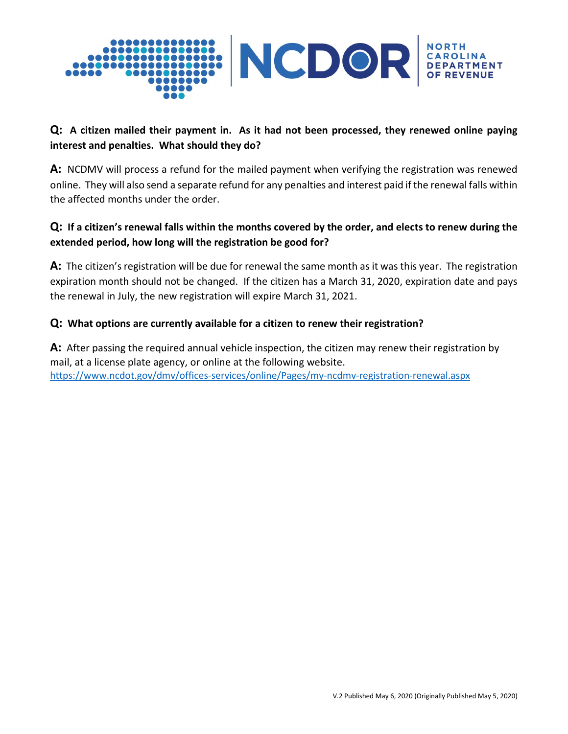**Q: A citizen mailed their payment in. As it had not been processed, they renewed online paying interest and penalties. What should they do?**

**A:** NCDMV will process a refund for the mailed payment when verifying the registration was renewed online. They will also send a separate refund for any penalties and interest paid if the renewal falls within the affected months under the order.

**Q: If a citizen's renewal falls within the months covered by the order, and elects to renew during the extended period, how long will the registration be good for?**

**A:** The citizen's registration will be due for renewal the same month as it was this year. The registration expiration month should not be changed. If the citizen has a March 31, 2020, expiration date and pays the renewal in July, the new registration will expire March 31, 2021.

**Q: What options are currently available for a citizen to renew their registration?**

**A:** After passing the required annual vehicle inspection, the citizen may renew their registration by mail, at a license plate agency, or online at the following website.
https://www.ncdot.gov/dmv/offices-services/online/Pages/my-ncdmv-registration-renewal.aspx

V.2 Published May 6, 2020 (Originally Published May 5, 2020)